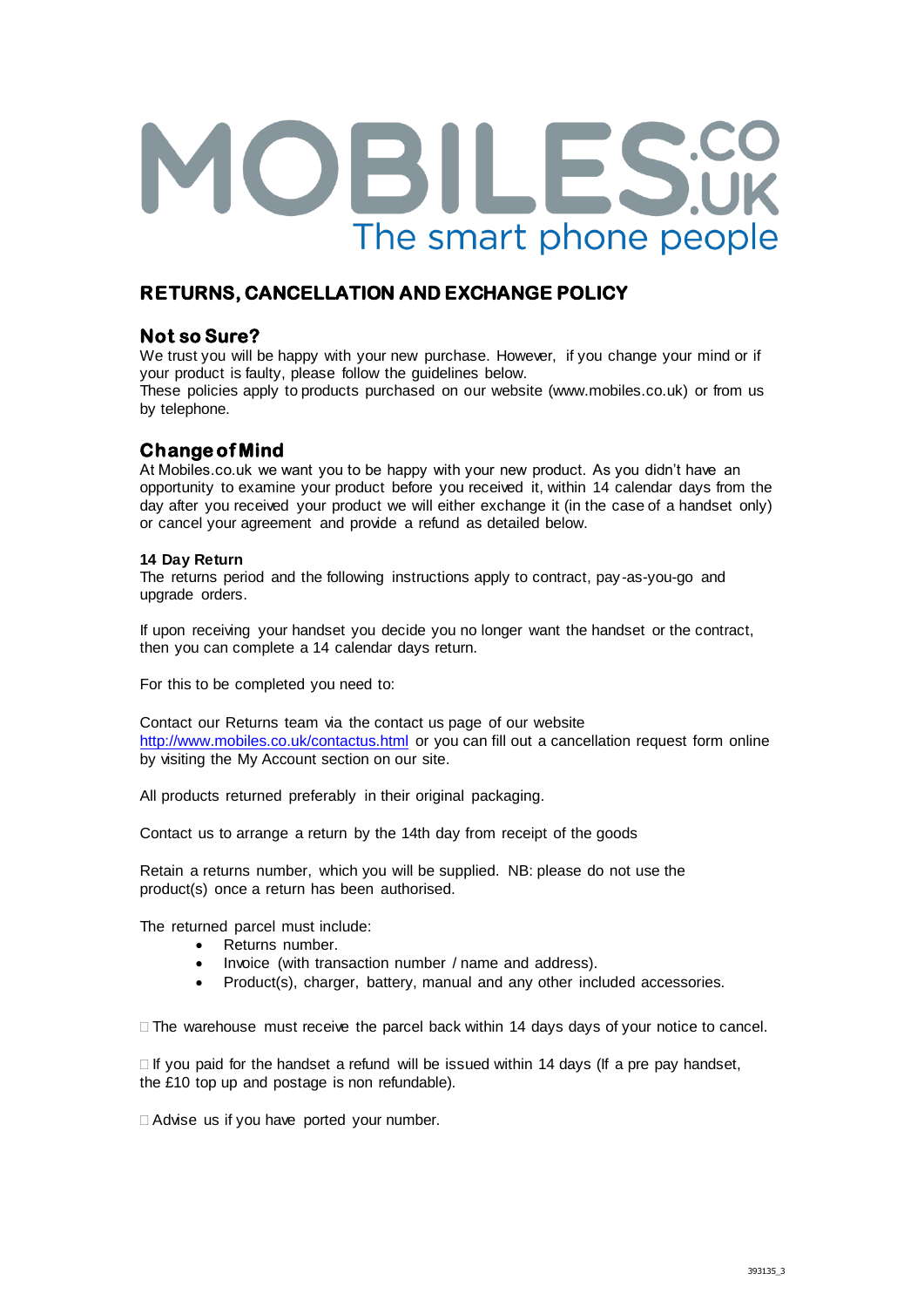# MOBILES.CO.UK

The smart phone people

## RETURNS, CANCELLATION AND EXCHANGE POLICY

### Not so Sure?

We trust you will be happy with your new purchase. However, if you change your mind or if your product is faulty, please follow the guidelines below.

These policies apply to products purchased on our website (www.mobiles.co.uk) or from us by telephone.

### Change of Mind

At Mobiles.co.uk we want you to be happy with your new product. As you didn't have an opportunity to examine your product before you received it, within 14 calendar days from the day after you received your product we will either exchange it (in the case of a handset only) or cancel your agreement and provide a refund as detailed below.

**14 Day Return**

The returns period and the following instructions apply to contract, pay-as-you-go and upgrade orders.

If upon receiving your handset you decide you no longer want the handset or the contract, then you can complete a 14 calendar days return.

For this to be completed you need to:

Contact our Returns team via the contact us page of our website http://www.mobiles.co.uk/contactus.html or you can fill out a cancellation request form online by visiting the My Account section on our site.

All products returned preferably in their original packaging.

Contact us to arrange a return by the 14th day from receipt of the goods

Retain a returns number, which you will be supplied. NB: please do not use the product(s) once a return has been authorised.

The returned parcel must include:

- Returns number.
- Invoice (with transaction number / name and address).
- Product(s), charger, battery, manual and any other included accessories.

- The warehouse must receive the parcel back within 14 days days of your notice to cancel.

- If you paid for the handset a refund will be issued within 14 days (If a pre pay handset, the £10 top up and postage is non refundable).

- Advise us if you have ported your number.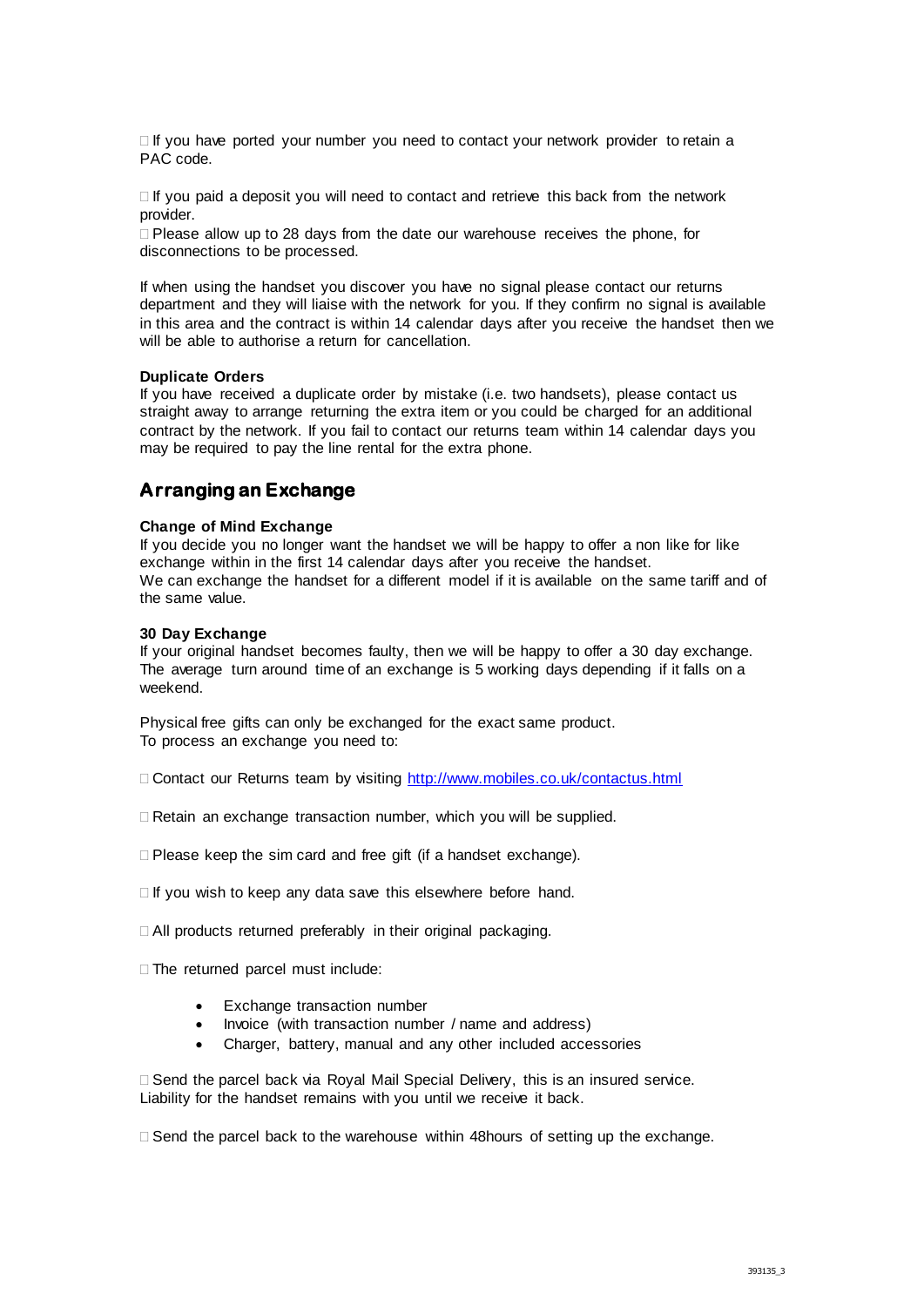If you have ported your number you need to contact your network provider to retain a PAC code.

 If you paid a deposit you will need to contact and retrieve this back from the network provider.
 Please allow up to 28 days from the date our warehouse receives the phone, for disconnections to be processed.

If when using the handset you discover you have no signal please contact our returns department and they will liaise with the network for you. If they confirm no signal is available in this area and the contract is within 14 calendar days after you receive the handset then we will be able to authorise a return for cancellation.

**Duplicate Orders**
If you have received a duplicate order by mistake (i.e. two handsets), please contact us straight away to arrange returning the extra item or you could be charged for an additional contract by the network. If you fail to contact our returns team within 14 calendar days you may be required to pay the line rental for the extra phone.

## Arranging an Exchange

**Change of Mind Exchange**
If you decide you no longer want the handset we will be happy to offer a non like for like exchange within in the first 14 calendar days after you receive the handset.
We can exchange the handset for a different model if it is available on the same tariff and of the same value.

**30 Day Exchange**
If your original handset becomes faulty, then we will be happy to offer a 30 day exchange. The average turn around time of an exchange is 5 working days depending if it falls on a weekend.

Physical free gifts can only be exchanged for the exact same product.
To process an exchange you need to:

 Contact our Returns team by visiting http://www.mobiles.co.uk/contactus.html

 Retain an exchange transaction number, which you will be supplied.

 Please keep the sim card and free gift (if a handset exchange).

 If you wish to keep any data save this elsewhere before hand.

 All products returned preferably in their original packaging.

 The returned parcel must include:

- Exchange transaction number
- Invoice (with transaction number / name and address)
- Charger, battery, manual and any other included accessories

 Send the parcel back via Royal Mail Special Delivery, this is an insured service. Liability for the handset remains with you until we receive it back.

 Send the parcel back to the warehouse within 48hours of setting up the exchange.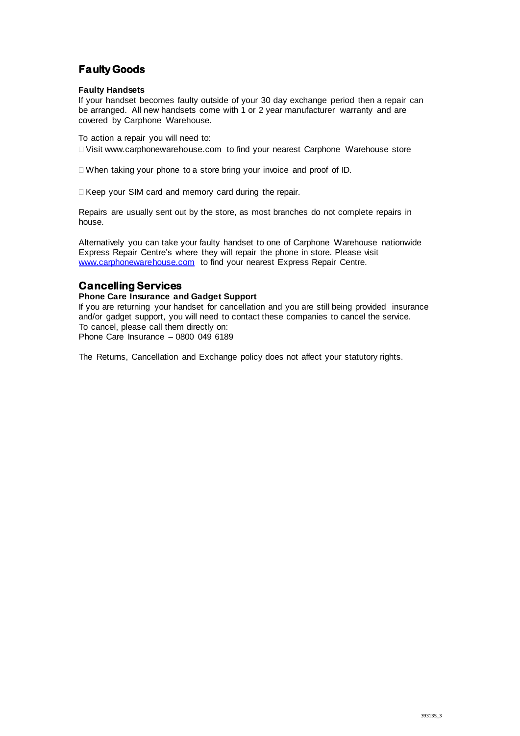## Faulty Goods

**Faulty Handsets**

If your handset becomes faulty outside of your 30 day exchange period then a repair can be arranged. All new handsets come with 1 or 2 year manufacturer warranty and are covered by Carphone Warehouse.

To action a repair you will need to:

- Visit www.carphonewarehouse.com to find your nearest Carphone Warehouse store
- When taking your phone to a store bring your invoice and proof of ID.
- Keep your SIM card and memory card during the repair.

Repairs are usually sent out by the store, as most branches do not complete repairs in house.

Alternatively you can take your faulty handset to one of Carphone Warehouse nationwide Express Repair Centre's where they will repair the phone in store. Please visit www.carphonewarehouse.com to find your nearest Express Repair Centre.

## Cancelling Services

**Phone Care Insurance and Gadget Support**

If you are returning your handset for cancellation and you are still being provided insurance and/or gadget support, you will need to contact these companies to cancel the service.
To cancel, please call them directly on:
Phone Care Insurance – 0800 049 6189

The Returns, Cancellation and Exchange policy does not affect your statutory rights.

393135_3